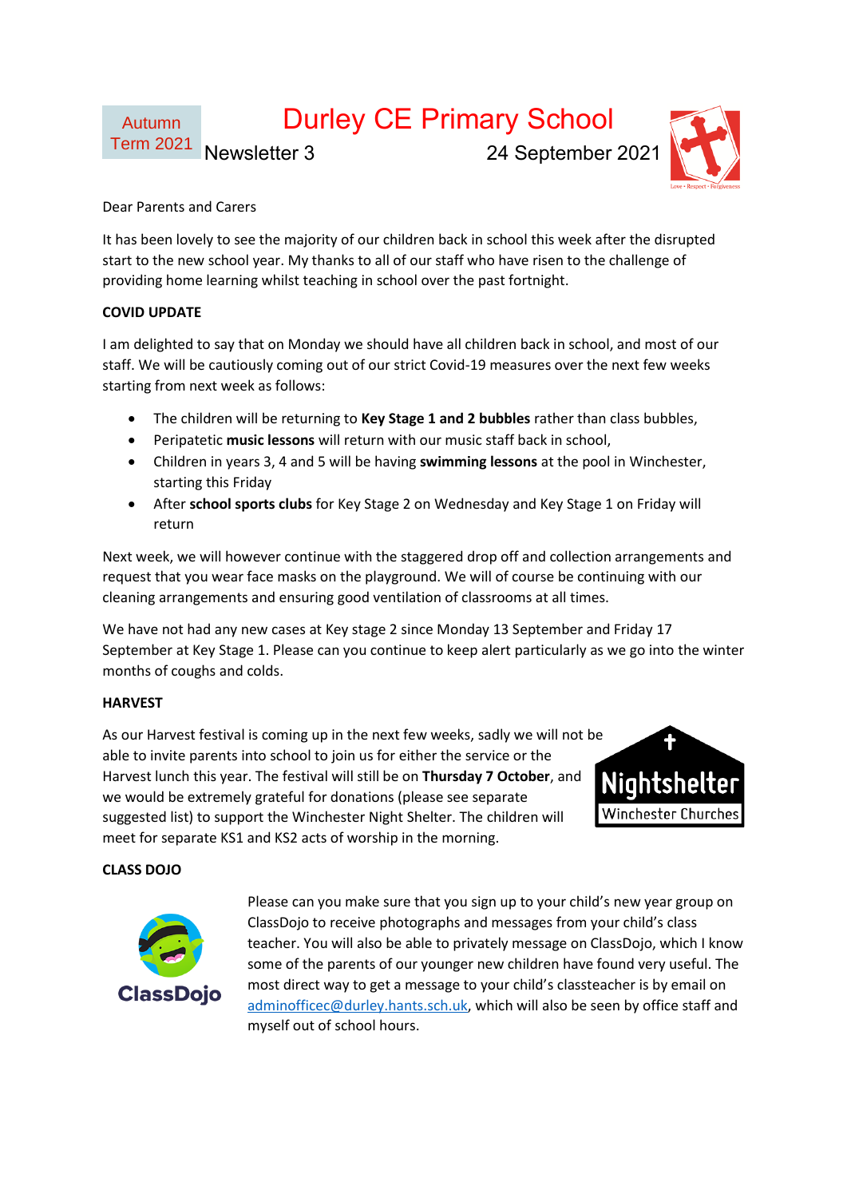Autumn Term 2021

# Durley CE Primary School

Newsletter 3 24 September 2021

Dear Parents and Carers

It has been lovely to see the majority of our children back in school this week after the disrupted start to the new school year. My thanks to all of our staff who have risen to the challenge of providing home learning whilst teaching in school over the past fortnight.

**COVID UPDATE**

I am delighted to say that on Monday we should have all children back in school, and most of our staff. We will be cautiously coming out of our strict Covid-19 measures over the next few weeks starting from next week as follows:

- The children will be returning to **Key Stage 1 and 2 bubbles** rather than class bubbles,
- Peripatetic **music lessons** will return with our music staff back in school,
- Children in years 3, 4 and 5 will be having **swimming lessons** at the pool in Winchester, starting this Friday
- After **school sports clubs** for Key Stage 2 on Wednesday and Key Stage 1 on Friday will return

Next week, we will however continue with the staggered drop off and collection arrangements and request that you wear face masks on the playground. We will of course be continuing with our cleaning arrangements and ensuring good ventilation of classrooms at all times.

We have not had any new cases at Key stage 2 since Monday 13 September and Friday 17 September at Key Stage 1. Please can you continue to keep alert particularly as we go into the winter months of coughs and colds.

**HARVEST**

As our Harvest festival is coming up in the next few weeks, sadly we will not be able to invite parents into school to join us for either the service or the Harvest lunch this year. The festival will still be on **Thursday 7 October**, and we would be extremely grateful for donations (please see separate suggested list) to support the Winchester Night Shelter. The children will meet for separate KS1 and KS2 acts of worship in the morning.

**CLASS DOJO**

Please can you make sure that you sign up to your child's new year group on ClassDojo to receive photographs and messages from your child's class teacher. You will also be able to privately message on ClassDojo, which I know some of the parents of our younger new children have found very useful. The most direct way to get a message to your child's classteacher is by email on adminofficec@durley.hants.sch.uk, which will also be seen by office staff and myself out of school hours.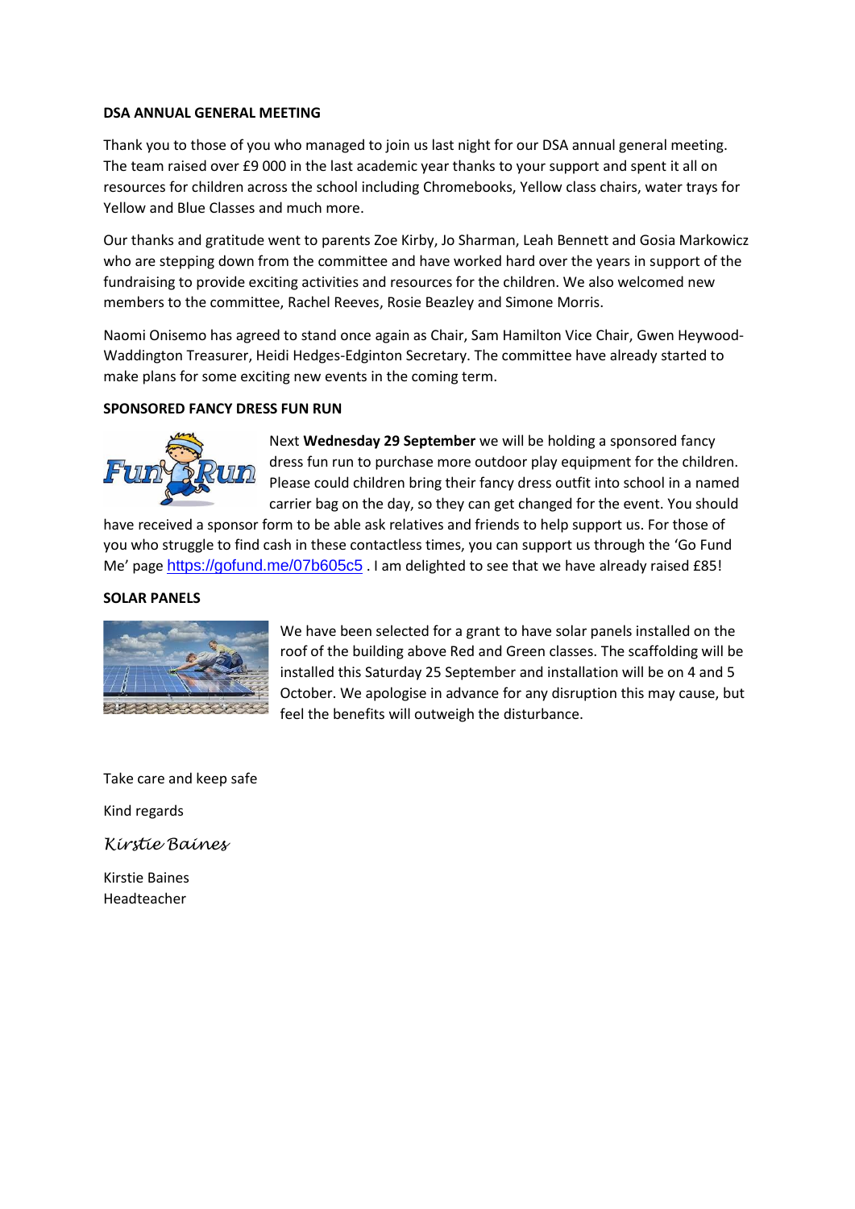**DSA ANNUAL GENERAL MEETING**

Thank you to those of you who managed to join us last night for our DSA annual general meeting. The team raised over £9 000 in the last academic year thanks to your support and spent it all on resources for children across the school including Chromebooks, Yellow class chairs, water trays for Yellow and Blue Classes and much more.

Our thanks and gratitude went to parents Zoe Kirby, Jo Sharman, Leah Bennett and Gosia Markowicz who are stepping down from the committee and have worked hard over the years in support of the fundraising to provide exciting activities and resources for the children. We also welcomed new members to the committee, Rachel Reeves, Rosie Beazley and Simone Morris.

Naomi Onisemo has agreed to stand once again as Chair, Sam Hamilton Vice Chair, Gwen Heywood-Waddington Treasurer, Heidi Hedges-Edginton Secretary. The committee have already started to make plans for some exciting new events in the coming term.

**SPONSORED FANCY DRESS FUN RUN**

Next **Wednesday 29 September** we will be holding a sponsored fancy dress fun run to purchase more outdoor play equipment for the children. Please could children bring their fancy dress outfit into school in a named carrier bag on the day, so they can get changed for the event. You should have received a sponsor form to be able ask relatives and friends to help support us. For those of you who struggle to find cash in these contactless times, you can support us through the 'Go Fund Me' page https://gofund.me/07b605c5 . I am delighted to see that we have already raised £85!

**SOLAR PANELS**

We have been selected for a grant to have solar panels installed on the roof of the building above Red and Green classes. The scaffolding will be installed this Saturday 25 September and installation will be on 4 and 5 October. We apologise in advance for any disruption this may cause, but feel the benefits will outweigh the disturbance.

Take care and keep safe

Kind regards

*Kirstie Baines*

Kirstie Baines
Headteacher